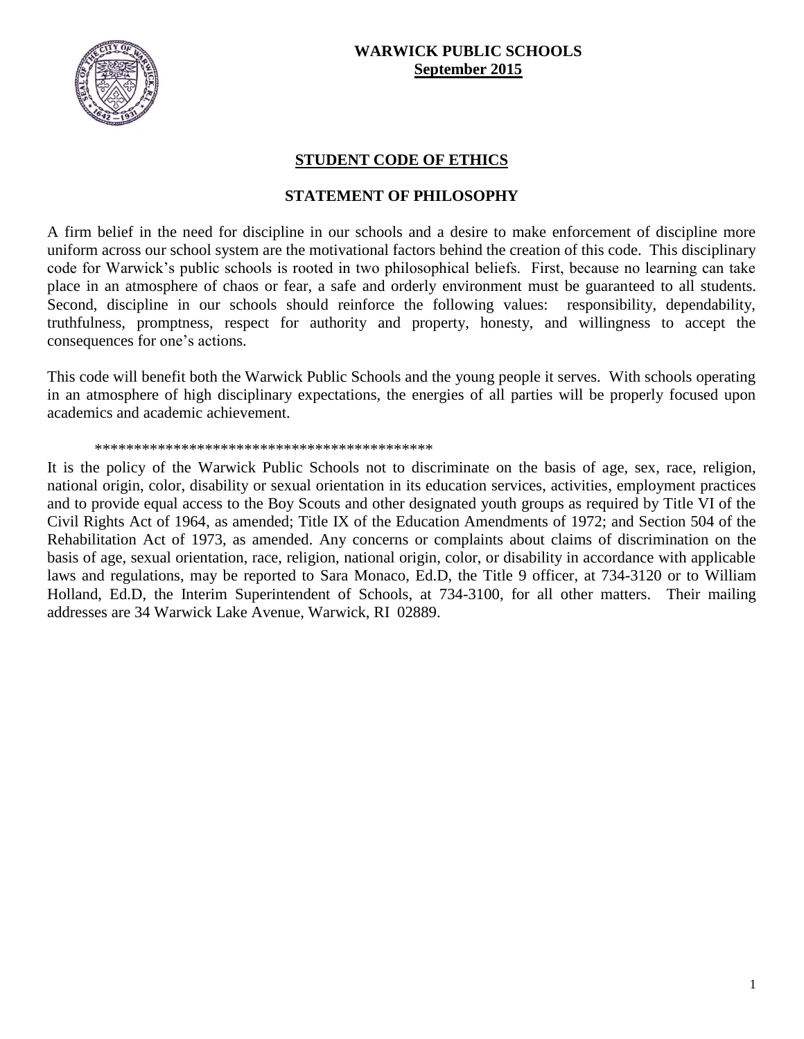**WARWICK PUBLIC SCHOOLS**
**September 2015**

# STUDENT CODE OF ETHICS

## STATEMENT OF PHILOSOPHY

A firm belief in the need for discipline in our schools and a desire to make enforcement of discipline more uniform across our school system are the motivational factors behind the creation of this code. This disciplinary code for Warwick's public schools is rooted in two philosophical beliefs. First, because no learning can take place in an atmosphere of chaos or fear, a safe and orderly environment must be guaranteed to all students. Second, discipline in our schools should reinforce the following values: responsibility, dependability, truthfulness, promptness, respect for authority and property, honesty, and willingness to accept the consequences for one's actions.

This code will benefit both the Warwick Public Schools and the young people it serves. With schools operating in an atmosphere of high disciplinary expectations, the energies of all parties will be properly focused upon academics and academic achievement.

*******************************************

It is the policy of the Warwick Public Schools not to discriminate on the basis of age, sex, race, religion, national origin, color, disability or sexual orientation in its education services, activities, employment practices and to provide equal access to the Boy Scouts and other designated youth groups as required by Title VI of the Civil Rights Act of 1964, as amended; Title IX of the Education Amendments of 1972; and Section 504 of the Rehabilitation Act of 1973, as amended. Any concerns or complaints about claims of discrimination on the basis of age, sexual orientation, race, religion, national origin, color, or disability in accordance with applicable laws and regulations, may be reported to Sara Monaco, Ed.D, the Title 9 officer, at 734-3120 or to William Holland, Ed.D, the Interim Superintendent of Schools, at 734-3100, for all other matters. Their mailing addresses are 34 Warwick Lake Avenue, Warwick, RI 02889.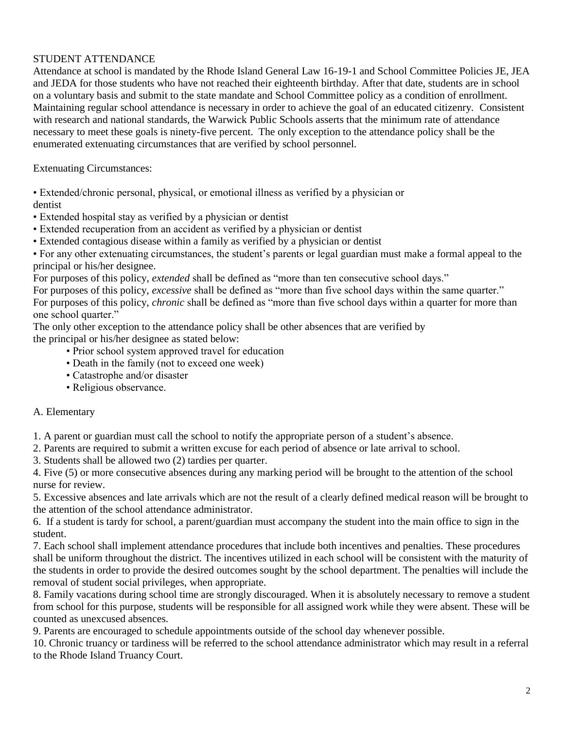## STUDENT ATTENDANCE

Attendance at school is mandated by the Rhode Island General Law 16-19-1 and School Committee Policies JE, JEA and JEDA for those students who have not reached their eighteenth birthday. After that date, students are in school on a voluntary basis and submit to the state mandate and School Committee policy as a condition of enrollment. Maintaining regular school attendance is necessary in order to achieve the goal of an educated citizenry. Consistent with research and national standards, the Warwick Public Schools asserts that the minimum rate of attendance necessary to meet these goals is ninety-five percent. The only exception to the attendance policy shall be the enumerated extenuating circumstances that are verified by school personnel.

Extenuating Circumstances:

- Extended/chronic personal, physical, or emotional illness as verified by a physician or dentist
- Extended hospital stay as verified by a physician or dentist
- Extended recuperation from an accident as verified by a physician or dentist
- Extended contagious disease within a family as verified by a physician or dentist
- For any other extenuating circumstances, the student's parents or legal guardian must make a formal appeal to the principal or his/her designee.

For purposes of this policy, *extended* shall be defined as "more than ten consecutive school days."
For purposes of this policy, *excessive* shall be defined as "more than five school days within the same quarter."
For purposes of this policy, *chronic* shall be defined as "more than five school days within a quarter for more than one school quarter."
The only other exception to the attendance policy shall be other absences that are verified by the principal or his/her designee as stated below:

- Prior school system approved travel for education
- Death in the family (not to exceed one week)
- Catastrophe and/or disaster
- Religious observance.

### A. Elementary

1. A parent or guardian must call the school to notify the appropriate person of a student's absence.
2. Parents are required to submit a written excuse for each period of absence or late arrival to school.
3. Students shall be allowed two (2) tardies per quarter.
4. Five (5) or more consecutive absences during any marking period will be brought to the attention of the school nurse for review.
5. Excessive absences and late arrivals which are not the result of a clearly defined medical reason will be brought to the attention of the school attendance administrator.
6. If a student is tardy for school, a parent/guardian must accompany the student into the main office to sign in the student.
7. Each school shall implement attendance procedures that include both incentives and penalties. These procedures shall be uniform throughout the district. The incentives utilized in each school will be consistent with the maturity of the students in order to provide the desired outcomes sought by the school department. The penalties will include the removal of student social privileges, when appropriate.
8. Family vacations during school time are strongly discouraged. When it is absolutely necessary to remove a student from school for this purpose, students will be responsible for all assigned work while they were absent. These will be counted as unexcused absences.
9. Parents are encouraged to schedule appointments outside of the school day whenever possible.
10. Chronic truancy or tardiness will be referred to the school attendance administrator which may result in a referral to the Rhode Island Truancy Court.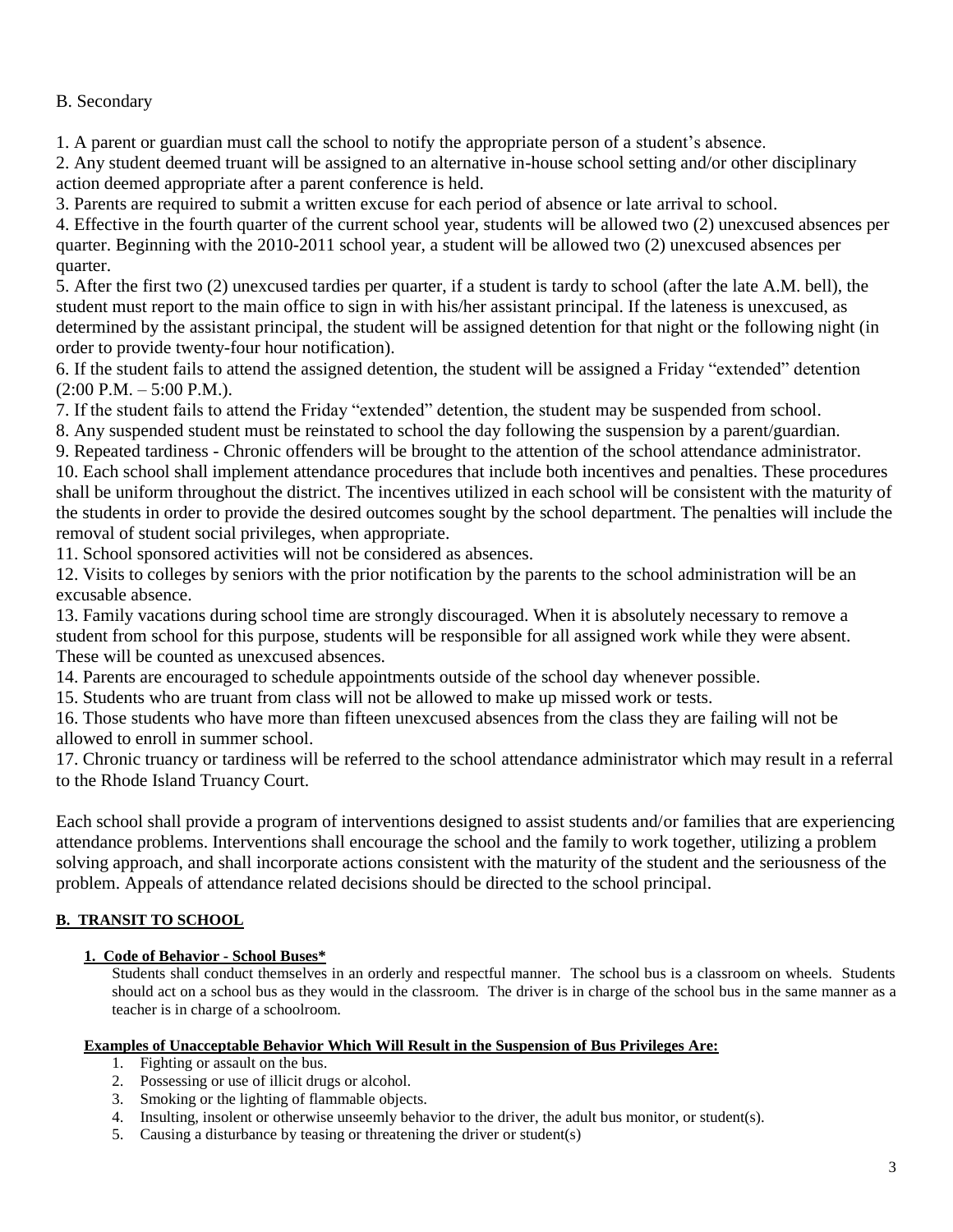B. Secondary

1. A parent or guardian must call the school to notify the appropriate person of a student's absence.
2. Any student deemed truant will be assigned to an alternative in-house school setting and/or other disciplinary action deemed appropriate after a parent conference is held.
3. Parents are required to submit a written excuse for each period of absence or late arrival to school.
4. Effective in the fourth quarter of the current school year, students will be allowed two (2) unexcused absences per quarter. Beginning with the 2010-2011 school year, a student will be allowed two (2) unexcused absences per quarter.
5. After the first two (2) unexcused tardies per quarter, if a student is tardy to school (after the late A.M. bell), the student must report to the main office to sign in with his/her assistant principal. If the lateness is unexcused, as determined by the assistant principal, the student will be assigned detention for that night or the following night (in order to provide twenty-four hour notification).
6. If the student fails to attend the assigned detention, the student will be assigned a Friday "extended" detention (2:00 P.M. – 5:00 P.M.).
7. If the student fails to attend the Friday "extended" detention, the student may be suspended from school.
8. Any suspended student must be reinstated to school the day following the suspension by a parent/guardian.
9. Repeated tardiness - Chronic offenders will be brought to the attention of the school attendance administrator.
10. Each school shall implement attendance procedures that include both incentives and penalties. These procedures shall be uniform throughout the district. The incentives utilized in each school will be consistent with the maturity of the students in order to provide the desired outcomes sought by the school department. The penalties will include the removal of student social privileges, when appropriate.
11. School sponsored activities will not be considered as absences.
12. Visits to colleges by seniors with the prior notification by the parents to the school administration will be an excusable absence.
13. Family vacations during school time are strongly discouraged. When it is absolutely necessary to remove a student from school for this purpose, students will be responsible for all assigned work while they were absent. These will be counted as unexcused absences.
14. Parents are encouraged to schedule appointments outside of the school day whenever possible.
15. Students who are truant from class will not be allowed to make up missed work or tests.
16. Those students who have more than fifteen unexcused absences from the class they are failing will not be allowed to enroll in summer school.
17. Chronic truancy or tardiness will be referred to the school attendance administrator which may result in a referral to the Rhode Island Truancy Court.

Each school shall provide a program of interventions designed to assist students and/or families that are experiencing attendance problems. Interventions shall encourage the school and the family to work together, utilizing a problem solving approach, and shall incorporate actions consistent with the maturity of the student and the seriousness of the problem. Appeals of attendance related decisions should be directed to the school principal.

## B. TRANSIT TO SCHOOL

### 1. Code of Behavior - School Buses*

Students shall conduct themselves in an orderly and respectful manner. The school bus is a classroom on wheels. Students should act on a school bus as they would in the classroom. The driver is in charge of the school bus in the same manner as a teacher is in charge of a schoolroom.

**Examples of Unacceptable Behavior Which Will Result in the Suspension of Bus Privileges Are:**

1. Fighting or assault on the bus.
2. Possessing or use of illicit drugs or alcohol.
3. Smoking or the lighting of flammable objects.
4. Insulting, insolent or otherwise unseemly behavior to the driver, the adult bus monitor, or student(s).
5. Causing a disturbance by teasing or threatening the driver or student(s)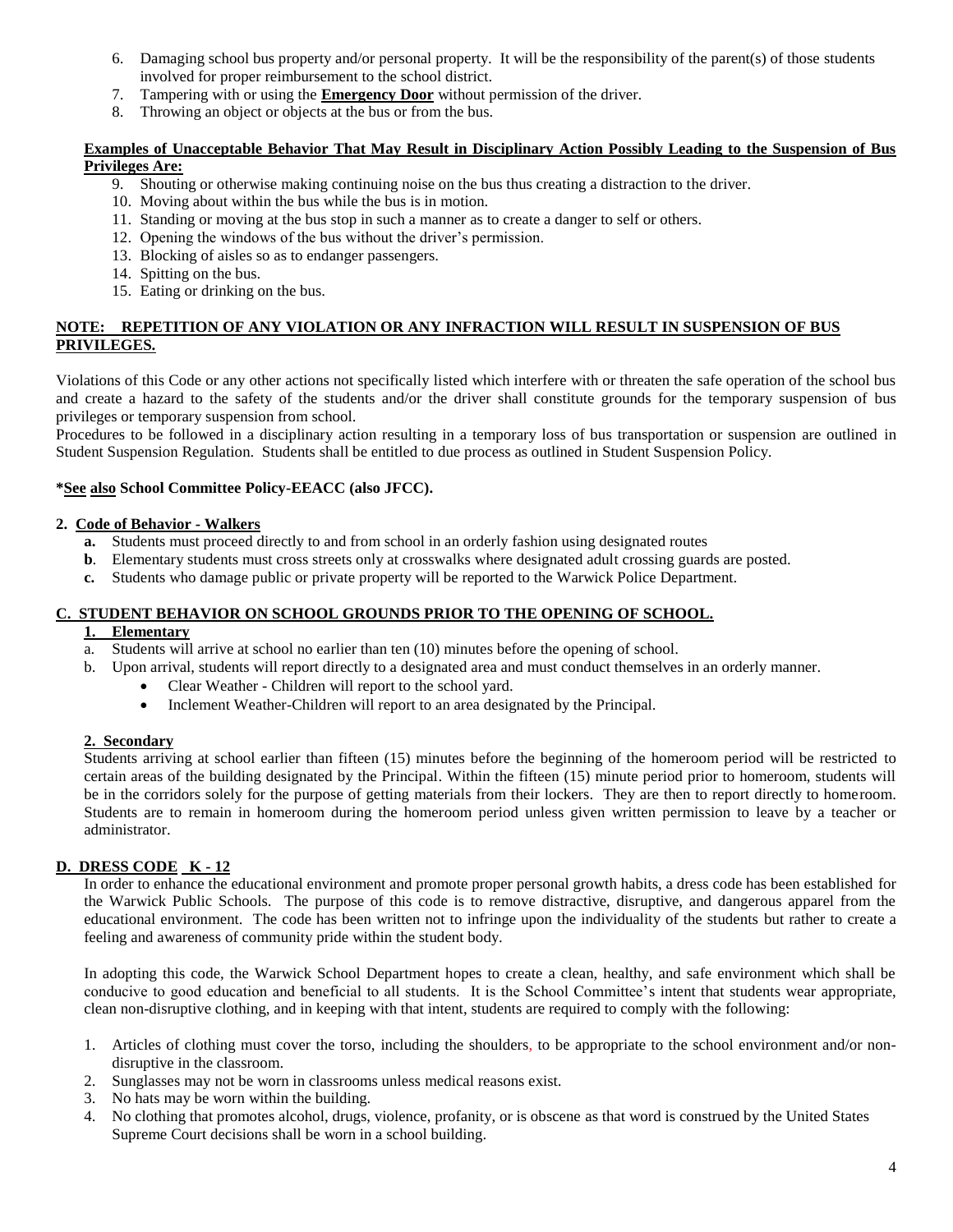6. Damaging school bus property and/or personal property. It will be the responsibility of the parent(s) of those students involved for proper reimbursement to the school district.
7. Tampering with or using the **Emergency Door** without permission of the driver.
8. Throwing an object or objects at the bus or from the bus.

**Examples of Unacceptable Behavior That May Result in Disciplinary Action Possibly Leading to the Suspension of Bus Privileges Are:**

9. Shouting or otherwise making continuing noise on the bus thus creating a distraction to the driver.
10. Moving about within the bus while the bus is in motion.
11. Standing or moving at the bus stop in such a manner as to create a danger to self or others.
12. Opening the windows of the bus without the driver's permission.
13. Blocking of aisles so as to endanger passengers.
14. Spitting on the bus.
15. Eating or drinking on the bus.

**NOTE: REPETITION OF ANY VIOLATION OR ANY INFRACTION WILL RESULT IN SUSPENSION OF BUS PRIVILEGES.**

Violations of this Code or any other actions not specifically listed which interfere with or threaten the safe operation of the school bus and create a hazard to the safety of the students and/or the driver shall constitute grounds for the temporary suspension of bus privileges or temporary suspension from school.
Procedures to be followed in a disciplinary action resulting in a temporary loss of bus transportation or suspension are outlined in Student Suspension Regulation. Students shall be entitled to due process as outlined in Student Suspension Policy.

***See also School Committee Policy-EEACC (also JFCC).**

**2. Code of Behavior - Walkers**

- **a.** Students must proceed directly to and from school in an orderly fashion using designated routes
- **b**. Elementary students must cross streets only at crosswalks where designated adult crossing guards are posted.
- **c.** Students who damage public or private property will be reported to the Warwick Police Department.

## C. STUDENT BEHAVIOR ON SCHOOL GROUNDS PRIOR TO THE OPENING OF SCHOOL.

**1. Elementary**

a. Students will arrive at school no earlier than ten (10) minutes before the opening of school.
b. Upon arrival, students will report directly to a designated area and must conduct themselves in an orderly manner.
   - Clear Weather - Children will report to the school yard.
   - Inclement Weather-Children will report to an area designated by the Principal.

**2. Secondary**

Students arriving at school earlier than fifteen (15) minutes before the beginning of the homeroom period will be restricted to certain areas of the building designated by the Principal. Within the fifteen (15) minute period prior to homeroom, students will be in the corridors solely for the purpose of getting materials from their lockers. They are then to report directly to homeroom. Students are to remain in homeroom during the homeroom period unless given written permission to leave by a teacher or administrator.

## D. DRESS CODE K - 12

In order to enhance the educational environment and promote proper personal growth habits, a dress code has been established for the Warwick Public Schools. The purpose of this code is to remove distractive, disruptive, and dangerous apparel from the educational environment. The code has been written not to infringe upon the individuality of the students but rather to create a feeling and awareness of community pride within the student body.

In adopting this code, the Warwick School Department hopes to create a clean, healthy, and safe environment which shall be conducive to good education and beneficial to all students. It is the School Committee's intent that students wear appropriate, clean non-disruptive clothing, and in keeping with that intent, students are required to comply with the following:

1. Articles of clothing must cover the torso, including the shoulders, to be appropriate to the school environment and/or non-disruptive in the classroom.
2. Sunglasses may not be worn in classrooms unless medical reasons exist.
3. No hats may be worn within the building.
4. No clothing that promotes alcohol, drugs, violence, profanity, or is obscene as that word is construed by the United States Supreme Court decisions shall be worn in a school building.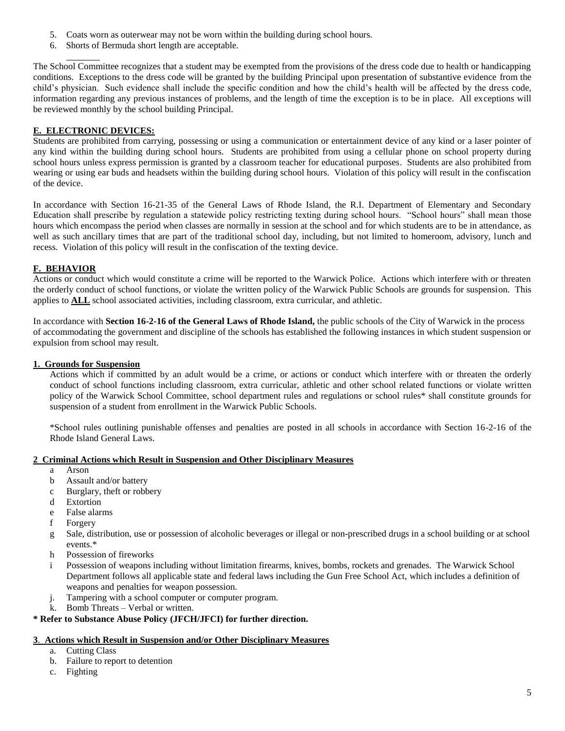5. Coats worn as outerwear may not be worn within the building during school hours.
6. Shorts of Bermuda short length are acceptable.

The School Committee recognizes that a student may be exempted from the provisions of the dress code due to health or handicapping conditions. Exceptions to the dress code will be granted by the building Principal upon presentation of substantive evidence from the child's physician. Such evidence shall include the specific condition and how the child's health will be affected by the dress code, information regarding any previous instances of problems, and the length of time the exception is to be in place. All exceptions will be reviewed monthly by the school building Principal.

## E. ELECTRONIC DEVICES:

Students are prohibited from carrying, possessing or using a communication or entertainment device of any kind or a laser pointer of any kind within the building during school hours. Students are prohibited from using a cellular phone on school property during school hours unless express permission is granted by a classroom teacher for educational purposes. Students are also prohibited from wearing or using ear buds and headsets within the building during school hours. Violation of this policy will result in the confiscation of the device.

In accordance with Section 16-21-35 of the General Laws of Rhode Island, the R.I. Department of Elementary and Secondary Education shall prescribe by regulation a statewide policy restricting texting during school hours. "School hours" shall mean those hours which encompass the period when classes are normally in session at the school and for which students are to be in attendance, as well as such ancillary times that are part of the traditional school day, including, but not limited to homeroom, advisory, lunch and recess. Violation of this policy will result in the confiscation of the texting device.

## F. BEHAVIOR

Actions or conduct which would constitute a crime will be reported to the Warwick Police. Actions which interfere with or threaten the orderly conduct of school functions, or violate the written policy of the Warwick Public Schools are grounds for suspension. This applies to **ALL** school associated activities, including classroom, extra curricular, and athletic.

In accordance with **Section 16-2-16 of the General Laws of Rhode Island,** the public schools of the City of Warwick in the process of accommodating the government and discipline of the schools has established the following instances in which student suspension or expulsion from school may result.

### 1. Grounds for Suspension

Actions which if committed by an adult would be a crime, or actions or conduct which interfere with or threaten the orderly conduct of school functions including classroom, extra curricular, athletic and other school related functions or violate written policy of the Warwick School Committee, school department rules and regulations or school rules* shall constitute grounds for suspension of a student from enrollment in the Warwick Public Schools.

*School rules outlining punishable offenses and penalties are posted in all schools in accordance with Section 16-2-16 of the Rhode Island General Laws.

### 2 Criminal Actions which Result in Suspension and Other Disciplinary Measures

a Arson
b Assault and/or battery
c Burglary, theft or robbery
d Extortion
e False alarms
f Forgery
g Sale, distribution, use or possession of alcoholic beverages or illegal or non-prescribed drugs in a school building or at school events.*
h Possession of fireworks
i Possession of weapons including without limitation firearms, knives, bombs, rockets and grenades. The Warwick School Department follows all applicable state and federal laws including the Gun Free School Act, which includes a definition of weapons and penalties for weapon possession.
j. Tampering with a school computer or computer program.
k. Bomb Threats – Verbal or written.

**\* Refer to Substance Abuse Policy (JFCH/JFCI) for further direction.**

### 3. Actions which Result in Suspension and/or Other Disciplinary Measures

a. Cutting Class
b. Failure to report to detention
c. Fighting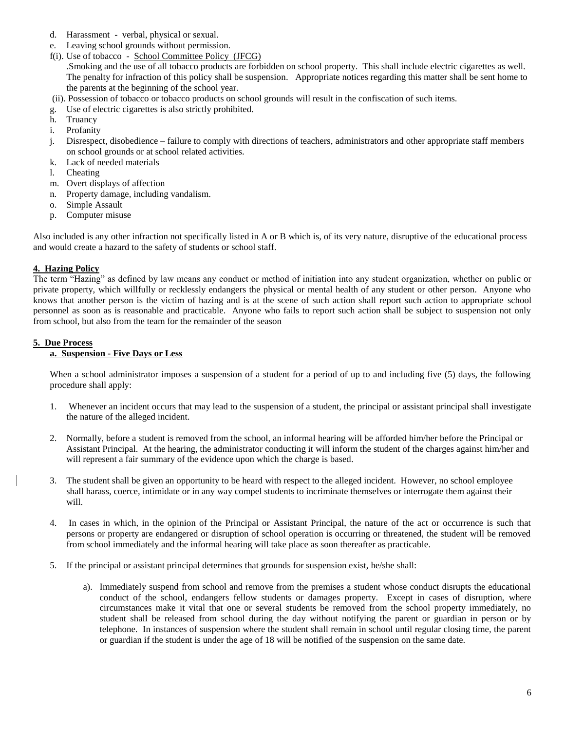d. Harassment - verbal, physical or sexual.
e. Leaving school grounds without permission.
f(i). Use of tobacco - School Committee Policy (JFCG)
.Smoking and the use of all tobacco products are forbidden on school property. This shall include electric cigarettes as well. The penalty for infraction of this policy shall be suspension. Appropriate notices regarding this matter shall be sent home to the parents at the beginning of the school year.
(ii). Possession of tobacco or tobacco products on school grounds will result in the confiscation of such items.
g. Use of electric cigarettes is also strictly prohibited.
h. Truancy
i. Profanity
j. Disrespect, disobedience – failure to comply with directions of teachers, administrators and other appropriate staff members on school grounds or at school related activities.
k. Lack of needed materials
l. Cheating
m. Overt displays of affection
n. Property damage, including vandalism.
o. Simple Assault
p. Computer misuse

Also included is any other infraction not specifically listed in A or B which is, of its very nature, disruptive of the educational process and would create a hazard to the safety of students or school staff.

**4. Hazing Policy**

The term "Hazing" as defined by law means any conduct or method of initiation into any student organization, whether on public or private property, which willfully or recklessly endangers the physical or mental health of any student or other person. Anyone who knows that another person is the victim of hazing and is at the scene of such action shall report such action to appropriate school personnel as soon as is reasonable and practicable. Anyone who fails to report such action shall be subject to suspension not only from school, but also from the team for the remainder of the season

**5. Due Process**

**a. Suspension - Five Days or Less**

When a school administrator imposes a suspension of a student for a period of up to and including five (5) days, the following procedure shall apply:

1. Whenever an incident occurs that may lead to the suspension of a student, the principal or assistant principal shall investigate the nature of the alleged incident.

2. Normally, before a student is removed from the school, an informal hearing will be afforded him/her before the Principal or Assistant Principal. At the hearing, the administrator conducting it will inform the student of the charges against him/her and will represent a fair summary of the evidence upon which the charge is based.

3. The student shall be given an opportunity to be heard with respect to the alleged incident. However, no school employee shall harass, coerce, intimidate or in any way compel students to incriminate themselves or interrogate them against their will.

4. In cases in which, in the opinion of the Principal or Assistant Principal, the nature of the act or occurrence is such that persons or property are endangered or disruption of school operation is occurring or threatened, the student will be removed from school immediately and the informal hearing will take place as soon thereafter as practicable.

5. If the principal or assistant principal determines that grounds for suspension exist, he/she shall:

   a). Immediately suspend from school and remove from the premises a student whose conduct disrupts the educational conduct of the school, endangers fellow students or damages property. Except in cases of disruption, where circumstances make it vital that one or several students be removed from the school property immediately, no student shall be released from school during the day without notifying the parent or guardian in person or by telephone. In instances of suspension where the student shall remain in school until regular closing time, the parent or guardian if the student is under the age of 18 will be notified of the suspension on the same date.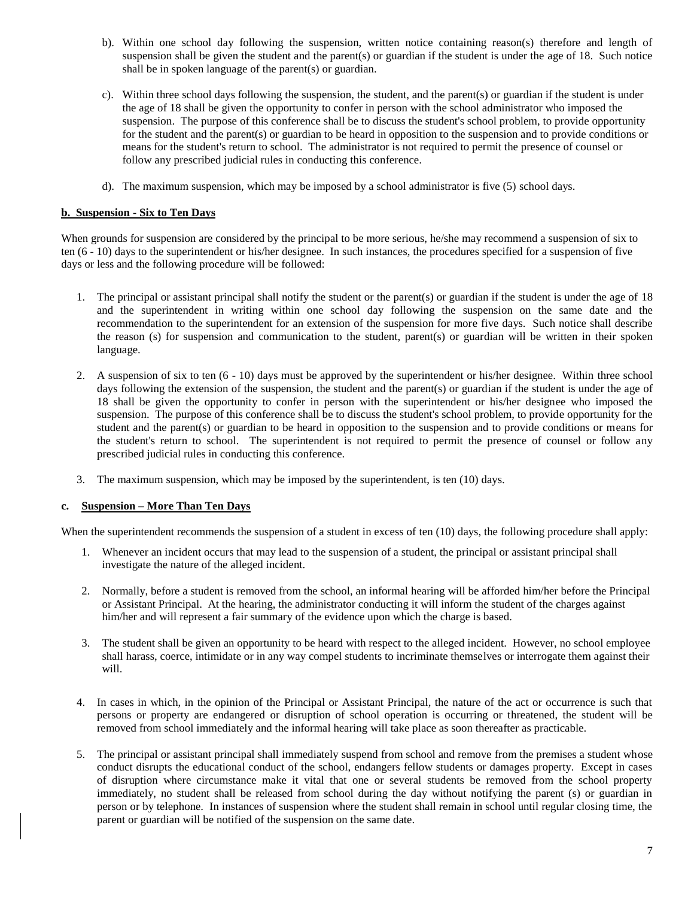b). Within one school day following the suspension, written notice containing reason(s) therefore and length of suspension shall be given the student and the parent(s) or guardian if the student is under the age of 18. Such notice shall be in spoken language of the parent(s) or guardian.

c). Within three school days following the suspension, the student, and the parent(s) or guardian if the student is under the age of 18 shall be given the opportunity to confer in person with the school administrator who imposed the suspension. The purpose of this conference shall be to discuss the student's school problem, to provide opportunity for the student and the parent(s) or guardian to be heard in opposition to the suspension and to provide conditions or means for the student's return to school. The administrator is not required to permit the presence of counsel or follow any prescribed judicial rules in conducting this conference.

d). The maximum suspension, which may be imposed by a school administrator is five (5) school days.

**b. Suspension - Six to Ten Days**

When grounds for suspension are considered by the principal to be more serious, he/she may recommend a suspension of six to ten (6 - 10) days to the superintendent or his/her designee. In such instances, the procedures specified for a suspension of five days or less and the following procedure will be followed:

1. The principal or assistant principal shall notify the student or the parent(s) or guardian if the student is under the age of 18 and the superintendent in writing within one school day following the suspension on the same date and the recommendation to the superintendent for an extension of the suspension for more five days. Such notice shall describe the reason (s) for suspension and communication to the student, parent(s) or guardian will be written in their spoken language.
2. A suspension of six to ten (6 - 10) days must be approved by the superintendent or his/her designee. Within three school days following the extension of the suspension, the student and the parent(s) or guardian if the student is under the age of 18 shall be given the opportunity to confer in person with the superintendent or his/her designee who imposed the suspension. The purpose of this conference shall be to discuss the student's school problem, to provide opportunity for the student and the parent(s) or guardian to be heard in opposition to the suspension and to provide conditions or means for the student's return to school. The superintendent is not required to permit the presence of counsel or follow any prescribed judicial rules in conducting this conference.
3. The maximum suspension, which may be imposed by the superintendent, is ten (10) days.

**c. Suspension – More Than Ten Days**

When the superintendent recommends the suspension of a student in excess of ten (10) days, the following procedure shall apply:

1. Whenever an incident occurs that may lead to the suspension of a student, the principal or assistant principal shall investigate the nature of the alleged incident.
2. Normally, before a student is removed from the school, an informal hearing will be afforded him/her before the Principal or Assistant Principal. At the hearing, the administrator conducting it will inform the student of the charges against him/her and will represent a fair summary of the evidence upon which the charge is based.
3. The student shall be given an opportunity to be heard with respect to the alleged incident. However, no school employee shall harass, coerce, intimidate or in any way compel students to incriminate themselves or interrogate them against their will.
4. In cases in which, in the opinion of the Principal or Assistant Principal, the nature of the act or occurrence is such that persons or property are endangered or disruption of school operation is occurring or threatened, the student will be removed from school immediately and the informal hearing will take place as soon thereafter as practicable.
5. The principal or assistant principal shall immediately suspend from school and remove from the premises a student whose conduct disrupts the educational conduct of the school, endangers fellow students or damages property. Except in cases of disruption where circumstance make it vital that one or several students be removed from the school property immediately, no student shall be released from school during the day without notifying the parent (s) or guardian in person or by telephone. In instances of suspension where the student shall remain in school until regular closing time, the parent or guardian will be notified of the suspension on the same date.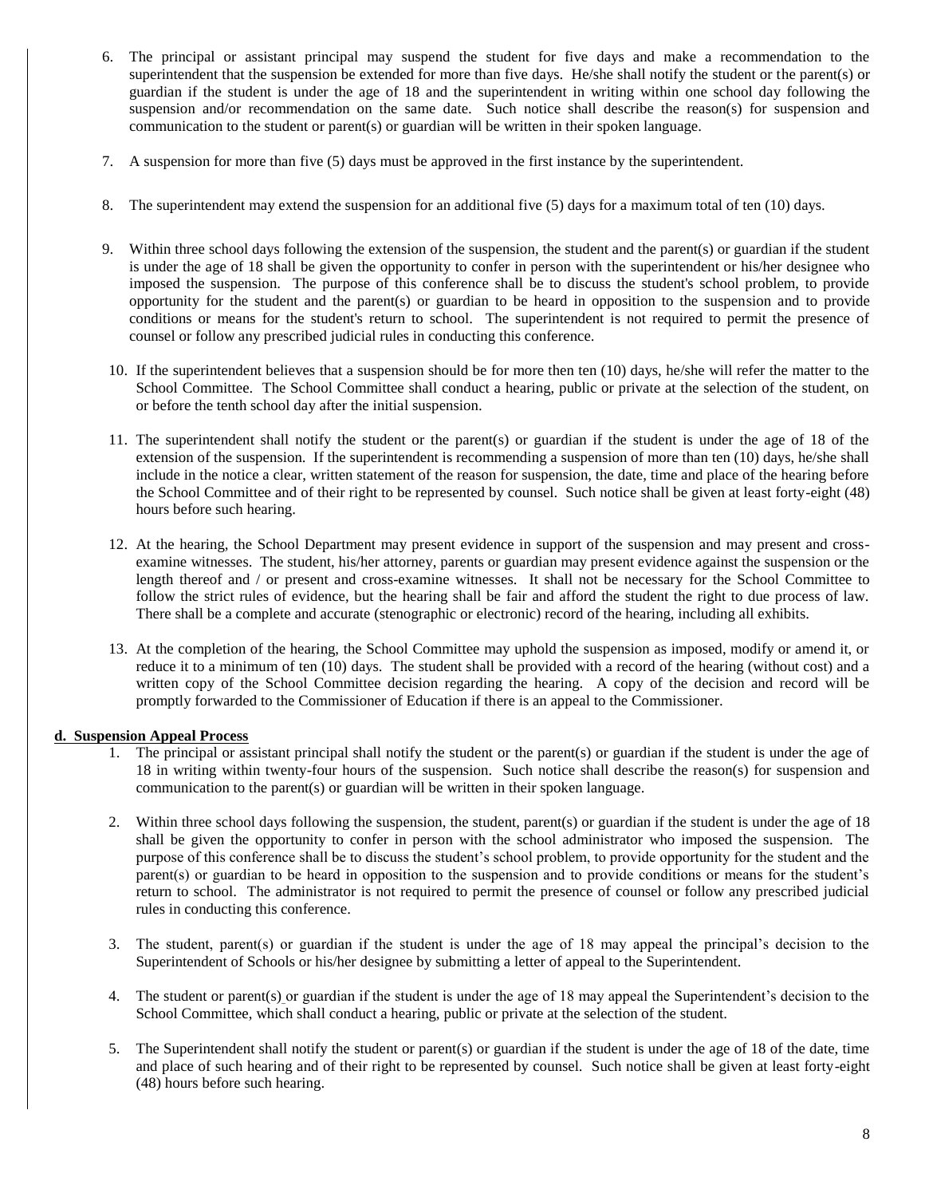6. The principal or assistant principal may suspend the student for five days and make a recommendation to the superintendent that the suspension be extended for more than five days. He/she shall notify the student or the parent(s) or guardian if the student is under the age of 18 and the superintendent in writing within one school day following the suspension and/or recommendation on the same date. Such notice shall describe the reason(s) for suspension and communication to the student or parent(s) or guardian will be written in their spoken language.

7. A suspension for more than five (5) days must be approved in the first instance by the superintendent.

8. The superintendent may extend the suspension for an additional five (5) days for a maximum total of ten (10) days.

9. Within three school days following the extension of the suspension, the student and the parent(s) or guardian if the student is under the age of 18 shall be given the opportunity to confer in person with the superintendent or his/her designee who imposed the suspension. The purpose of this conference shall be to discuss the student's school problem, to provide opportunity for the student and the parent(s) or guardian to be heard in opposition to the suspension and to provide conditions or means for the student's return to school. The superintendent is not required to permit the presence of counsel or follow any prescribed judicial rules in conducting this conference.

10. If the superintendent believes that a suspension should be for more then ten (10) days, he/she will refer the matter to the School Committee. The School Committee shall conduct a hearing, public or private at the selection of the student, on or before the tenth school day after the initial suspension.

11. The superintendent shall notify the student or the parent(s) or guardian if the student is under the age of 18 of the extension of the suspension. If the superintendent is recommending a suspension of more than ten (10) days, he/she shall include in the notice a clear, written statement of the reason for suspension, the date, time and place of the hearing before the School Committee and of their right to be represented by counsel. Such notice shall be given at least forty-eight (48) hours before such hearing.

12. At the hearing, the School Department may present evidence in support of the suspension and may present and cross-examine witnesses. The student, his/her attorney, parents or guardian may present evidence against the suspension or the length thereof and / or present and cross-examine witnesses. It shall not be necessary for the School Committee to follow the strict rules of evidence, but the hearing shall be fair and afford the student the right to due process of law. There shall be a complete and accurate (stenographic or electronic) record of the hearing, including all exhibits.

13. At the completion of the hearing, the School Committee may uphold the suspension as imposed, modify or amend it, or reduce it to a minimum of ten (10) days. The student shall be provided with a record of the hearing (without cost) and a written copy of the School Committee decision regarding the hearing. A copy of the decision and record will be promptly forwarded to the Commissioner of Education if there is an appeal to the Commissioner.

**d. Suspension Appeal Process**

1. The principal or assistant principal shall notify the student or the parent(s) or guardian if the student is under the age of 18 in writing within twenty-four hours of the suspension. Such notice shall describe the reason(s) for suspension and communication to the parent(s) or guardian will be written in their spoken language.

2. Within three school days following the suspension, the student, parent(s) or guardian if the student is under the age of 18 shall be given the opportunity to confer in person with the school administrator who imposed the suspension. The purpose of this conference shall be to discuss the student's school problem, to provide opportunity for the student and the parent(s) or guardian to be heard in opposition to the suspension and to provide conditions or means for the student's return to school. The administrator is not required to permit the presence of counsel or follow any prescribed judicial rules in conducting this conference.

3. The student, parent(s) or guardian if the student is under the age of 18 may appeal the principal's decision to the Superintendent of Schools or his/her designee by submitting a letter of appeal to the Superintendent.

4. The student or parent(s) or guardian if the student is under the age of 18 may appeal the Superintendent's decision to the School Committee, which shall conduct a hearing, public or private at the selection of the student.

5. The Superintendent shall notify the student or parent(s) or guardian if the student is under the age of 18 of the date, time and place of such hearing and of their right to be represented by counsel. Such notice shall be given at least forty-eight (48) hours before such hearing.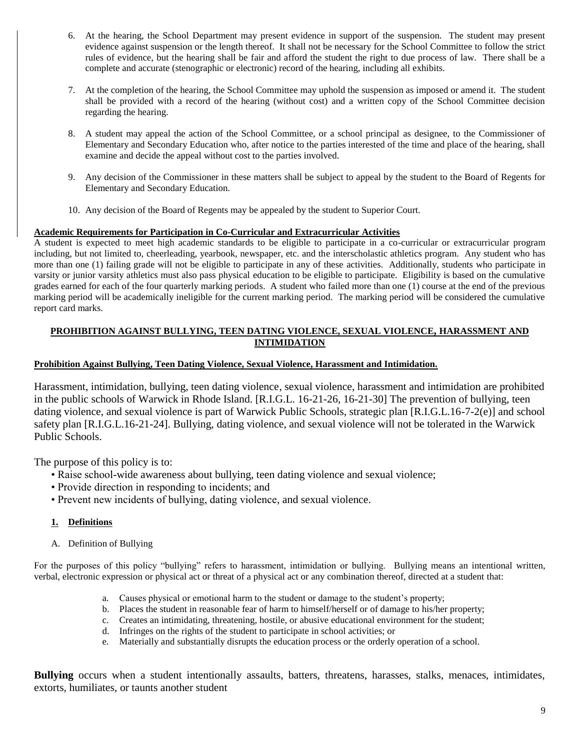6. At the hearing, the School Department may present evidence in support of the suspension. The student may present evidence against suspension or the length thereof. It shall not be necessary for the School Committee to follow the strict rules of evidence, but the hearing shall be fair and afford the student the right to due process of law. There shall be a complete and accurate (stenographic or electronic) record of the hearing, including all exhibits.

7. At the completion of the hearing, the School Committee may uphold the suspension as imposed or amend it. The student shall be provided with a record of the hearing (without cost) and a written copy of the School Committee decision regarding the hearing.

8. A student may appeal the action of the School Committee, or a school principal as designee, to the Commissioner of Elementary and Secondary Education who, after notice to the parties interested of the time and place of the hearing, shall examine and decide the appeal without cost to the parties involved.

9. Any decision of the Commissioner in these matters shall be subject to appeal by the student to the Board of Regents for Elementary and Secondary Education.

10. Any decision of the Board of Regents may be appealed by the student to Superior Court.

**Academic Requirements for Participation in Co-Curricular and Extracurricular Activities**

A student is expected to meet high academic standards to be eligible to participate in a co-curricular or extracurricular program including, but not limited to, cheerleading, yearbook, newspaper, etc. and the interscholastic athletics program. Any student who has more than one (1) failing grade will not be eligible to participate in any of these activities. Additionally, students who participate in varsity or junior varsity athletics must also pass physical education to be eligible to participate. Eligibility is based on the cumulative grades earned for each of the four quarterly marking periods. A student who failed more than one (1) course at the end of the previous marking period will be academically ineligible for the current marking period. The marking period will be considered the cumulative report card marks.

## PROHIBITION AGAINST BULLYING, TEEN DATING VIOLENCE, SEXUAL VIOLENCE, HARASSMENT AND INTIMIDATION

**Prohibition Against Bullying, Teen Dating Violence, Sexual Violence, Harassment and Intimidation.**

Harassment, intimidation, bullying, teen dating violence, sexual violence, harassment and intimidation are prohibited in the public schools of Warwick in Rhode Island. [R.I.G.L. 16-21-26, 16-21-30] The prevention of bullying, teen dating violence, and sexual violence is part of Warwick Public Schools, strategic plan [R.I.G.L.16-7-2(e)] and school safety plan [R.I.G.L.16-21-24]. Bullying, dating violence, and sexual violence will not be tolerated in the Warwick Public Schools.

The purpose of this policy is to:

- Raise school-wide awareness about bullying, teen dating violence and sexual violence;
- Provide direction in responding to incidents; and
- Prevent new incidents of bullying, dating violence, and sexual violence.

### 1. Definitions

A. Definition of Bullying

For the purposes of this policy "bullying" refers to harassment, intimidation or bullying. Bullying means an intentional written, verbal, electronic expression or physical act or threat of a physical act or any combination thereof, directed at a student that:

a. Causes physical or emotional harm to the student or damage to the student's property;
b. Places the student in reasonable fear of harm to himself/herself or of damage to his/her property;
c. Creates an intimidating, threatening, hostile, or abusive educational environment for the student;
d. Infringes on the rights of the student to participate in school activities; or
e. Materially and substantially disrupts the education process or the orderly operation of a school.

**Bullying** occurs when a student intentionally assaults, batters, threatens, harasses, stalks, menaces, intimidates, extorts, humiliates, or taunts another student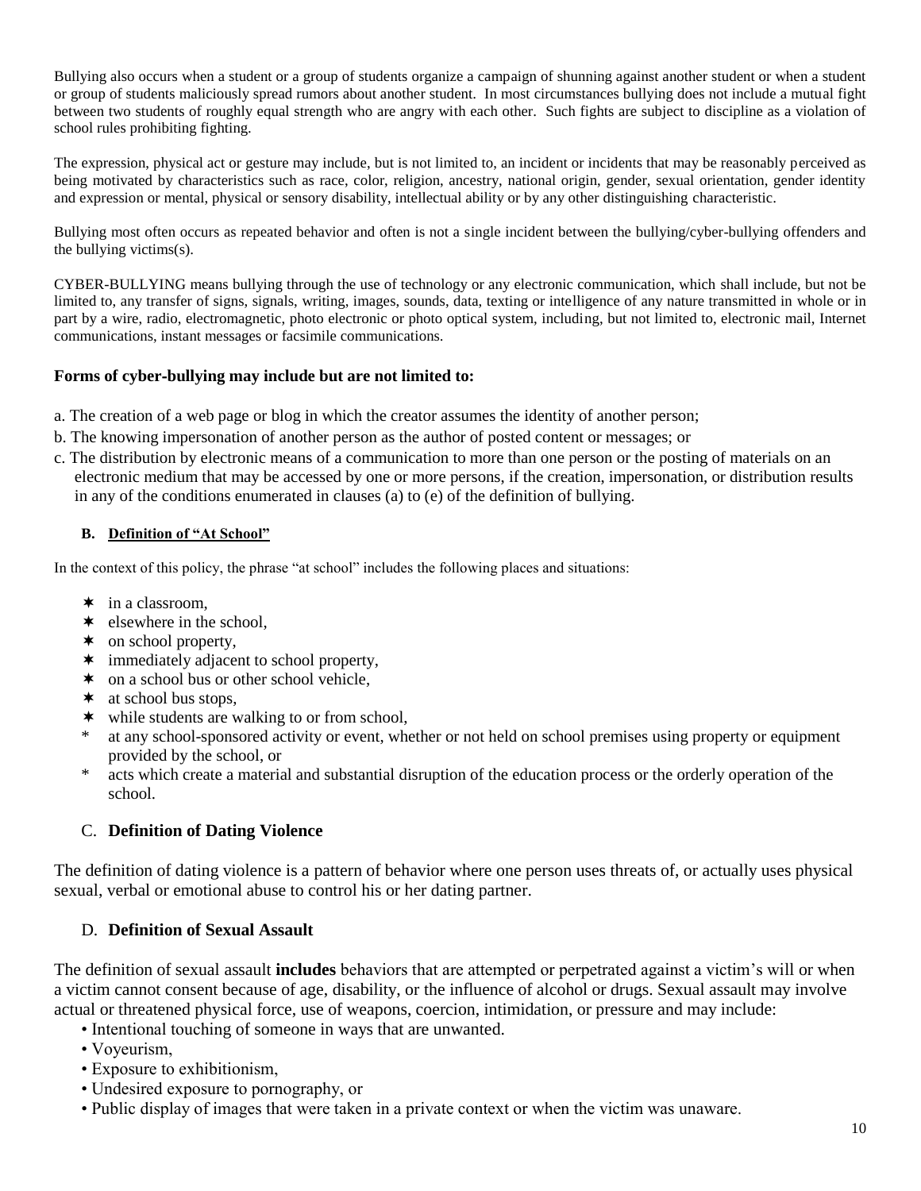Bullying also occurs when a student or a group of students organize a campaign of shunning against another student or when a student or group of students maliciously spread rumors about another student. In most circumstances bullying does not include a mutual fight between two students of roughly equal strength who are angry with each other. Such fights are subject to discipline as a violation of school rules prohibiting fighting.

The expression, physical act or gesture may include, but is not limited to, an incident or incidents that may be reasonably perceived as being motivated by characteristics such as race, color, religion, ancestry, national origin, gender, sexual orientation, gender identity and expression or mental, physical or sensory disability, intellectual ability or by any other distinguishing characteristic.

Bullying most often occurs as repeated behavior and often is not a single incident between the bullying/cyber-bullying offenders and the bullying victims(s).

CYBER-BULLYING means bullying through the use of technology or any electronic communication, which shall include, but not be limited to, any transfer of signs, signals, writing, images, sounds, data, texting or intelligence of any nature transmitted in whole or in part by a wire, radio, electromagnetic, photo electronic or photo optical system, including, but not limited to, electronic mail, Internet communications, instant messages or facsimile communications.

**Forms of cyber-bullying may include but are not limited to:**

a. The creation of a web page or blog in which the creator assumes the identity of another person;

b. The knowing impersonation of another person as the author of posted content or messages; or

c. The distribution by electronic means of a communication to more than one person or the posting of materials on an electronic medium that may be accessed by one or more persons, if the creation, impersonation, or distribution results in any of the conditions enumerated in clauses (a) to (e) of the definition of bullying.

### B. Definition of "At School"

In the context of this policy, the phrase "at school" includes the following places and situations:

- in a classroom,
- elsewhere in the school,
- on school property,
- immediately adjacent to school property,
- on a school bus or other school vehicle,
- at school bus stops,
- while students are walking to or from school,
- at any school-sponsored activity or event, whether or not held on school premises using property or equipment provided by the school, or
- acts which create a material and substantial disruption of the education process or the orderly operation of the school.

### C. Definition of Dating Violence

The definition of dating violence is a pattern of behavior where one person uses threats of, or actually uses physical sexual, verbal or emotional abuse to control his or her dating partner.

### D. Definition of Sexual Assault

The definition of sexual assault **includes** behaviors that are attempted or perpetrated against a victim's will or when a victim cannot consent because of age, disability, or the influence of alcohol or drugs. Sexual assault may involve actual or threatened physical force, use of weapons, coercion, intimidation, or pressure and may include:

- Intentional touching of someone in ways that are unwanted.
- Voyeurism,
- Exposure to exhibitionism,
- Undesired exposure to pornography, or
- Public display of images that were taken in a private context or when the victim was unaware.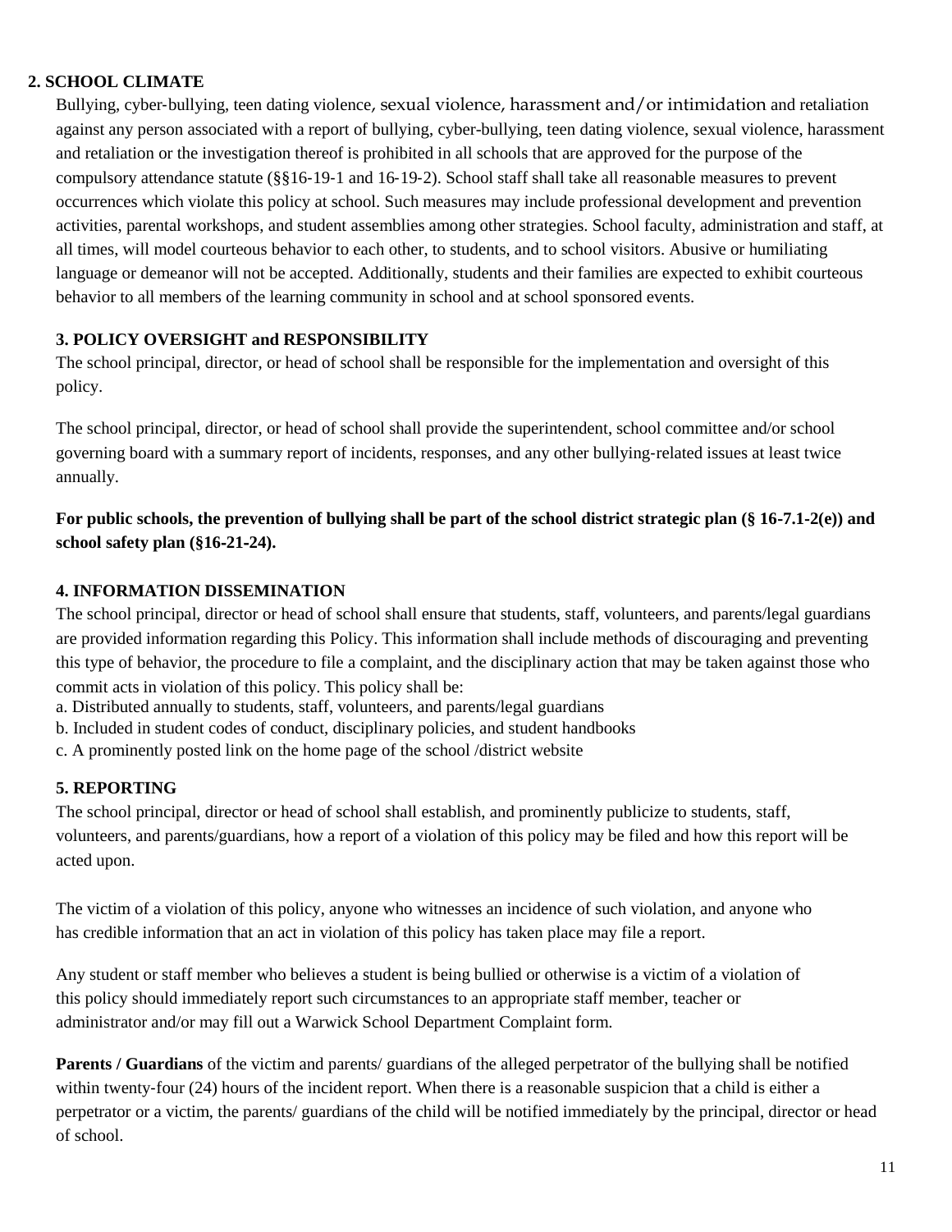**2. SCHOOL CLIMATE**

Bullying, cyber-bullying, teen dating violence, sexual violence, harassment and/or intimidation and retaliation against any person associated with a report of bullying, cyber-bullying, teen dating violence, sexual violence, harassment and retaliation or the investigation thereof is prohibited in all schools that are approved for the purpose of the compulsory attendance statute (§§16-19-1 and 16-19-2). School staff shall take all reasonable measures to prevent occurrences which violate this policy at school. Such measures may include professional development and prevention activities, parental workshops, and student assemblies among other strategies. School faculty, administration and staff, at all times, will model courteous behavior to each other, to students, and to school visitors. Abusive or humiliating language or demeanor will not be accepted. Additionally, students and their families are expected to exhibit courteous behavior to all members of the learning community in school and at school sponsored events.

**3. POLICY OVERSIGHT and RESPONSIBILITY**

The school principal, director, or head of school shall be responsible for the implementation and oversight of this policy.

The school principal, director, or head of school shall provide the superintendent, school committee and/or school governing board with a summary report of incidents, responses, and any other bullying-related issues at least twice annually.

**For public schools, the prevention of bullying shall be part of the school district strategic plan (§ 16-7.1-2(e)) and school safety plan (§16-21-24).**

**4. INFORMATION DISSEMINATION**

The school principal, director or head of school shall ensure that students, staff, volunteers, and parents/legal guardians are provided information regarding this Policy. This information shall include methods of discouraging and preventing this type of behavior, the procedure to file a complaint, and the disciplinary action that may be taken against those who commit acts in violation of this policy. This policy shall be:

a. Distributed annually to students, staff, volunteers, and parents/legal guardians
b. Included in student codes of conduct, disciplinary policies, and student handbooks
c. A prominently posted link on the home page of the school /district website

**5. REPORTING**

The school principal, director or head of school shall establish, and prominently publicize to students, staff, volunteers, and parents/guardians, how a report of a violation of this policy may be filed and how this report will be acted upon.

The victim of a violation of this policy, anyone who witnesses an incidence of such violation, and anyone who has credible information that an act in violation of this policy has taken place may file a report.

Any student or staff member who believes a student is being bullied or otherwise is a victim of a violation of this policy should immediately report such circumstances to an appropriate staff member, teacher or administrator and/or may fill out a Warwick School Department Complaint form.

**Parents / Guardians** of the victim and parents/ guardians of the alleged perpetrator of the bullying shall be notified within twenty-four (24) hours of the incident report. When there is a reasonable suspicion that a child is either a perpetrator or a victim, the parents/ guardians of the child will be notified immediately by the principal, director or head of school.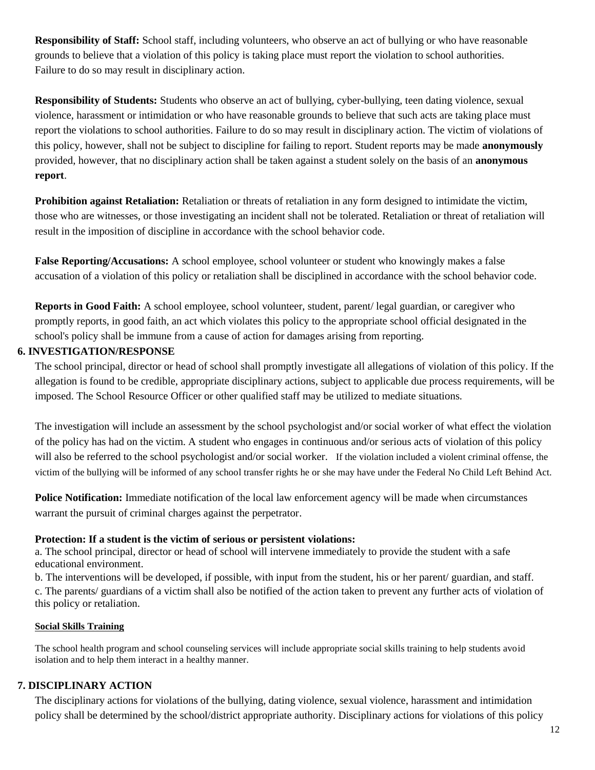**Responsibility of Staff:** School staff, including volunteers, who observe an act of bullying or who have reasonable grounds to believe that a violation of this policy is taking place must report the violation to school authorities. Failure to do so may result in disciplinary action.

**Responsibility of Students:** Students who observe an act of bullying, cyber-bullying, teen dating violence, sexual violence, harassment or intimidation or who have reasonable grounds to believe that such acts are taking place must report the violations to school authorities. Failure to do so may result in disciplinary action. The victim of violations of this policy, however, shall not be subject to discipline for failing to report. Student reports may be made **anonymously** provided, however, that no disciplinary action shall be taken against a student solely on the basis of an **anonymous report**.

**Prohibition against Retaliation:** Retaliation or threats of retaliation in any form designed to intimidate the victim, those who are witnesses, or those investigating an incident shall not be tolerated. Retaliation or threat of retaliation will result in the imposition of discipline in accordance with the school behavior code.

**False Reporting/Accusations:** A school employee, school volunteer or student who knowingly makes a false accusation of a violation of this policy or retaliation shall be disciplined in accordance with the school behavior code.

**Reports in Good Faith:** A school employee, school volunteer, student, parent/ legal guardian, or caregiver who promptly reports, in good faith, an act which violates this policy to the appropriate school official designated in the school's policy shall be immune from a cause of action for damages arising from reporting.

## 6. INVESTIGATION/RESPONSE

The school principal, director or head of school shall promptly investigate all allegations of violation of this policy. If the allegation is found to be credible, appropriate disciplinary actions, subject to applicable due process requirements, will be imposed. The School Resource Officer or other qualified staff may be utilized to mediate situations.

The investigation will include an assessment by the school psychologist and/or social worker of what effect the violation of the policy has had on the victim. A student who engages in continuous and/or serious acts of violation of this policy will also be referred to the school psychologist and/or social worker. If the violation included a violent criminal offense, the victim of the bullying will be informed of any school transfer rights he or she may have under the Federal No Child Left Behind Act.

**Police Notification:** Immediate notification of the local law enforcement agency will be made when circumstances warrant the pursuit of criminal charges against the perpetrator.

**Protection: If a student is the victim of serious or persistent violations:**

a. The school principal, director or head of school will intervene immediately to provide the student with a safe educational environment.

b. The interventions will be developed, if possible, with input from the student, his or her parent/ guardian, and staff.

c. The parents/ guardians of a victim shall also be notified of the action taken to prevent any further acts of violation of this policy or retaliation.

**Social Skills Training**

The school health program and school counseling services will include appropriate social skills training to help students avoid isolation and to help them interact in a healthy manner.

## 7. DISCIPLINARY ACTION

The disciplinary actions for violations of the bullying, dating violence, sexual violence, harassment and intimidation policy shall be determined by the school/district appropriate authority. Disciplinary actions for violations of this policy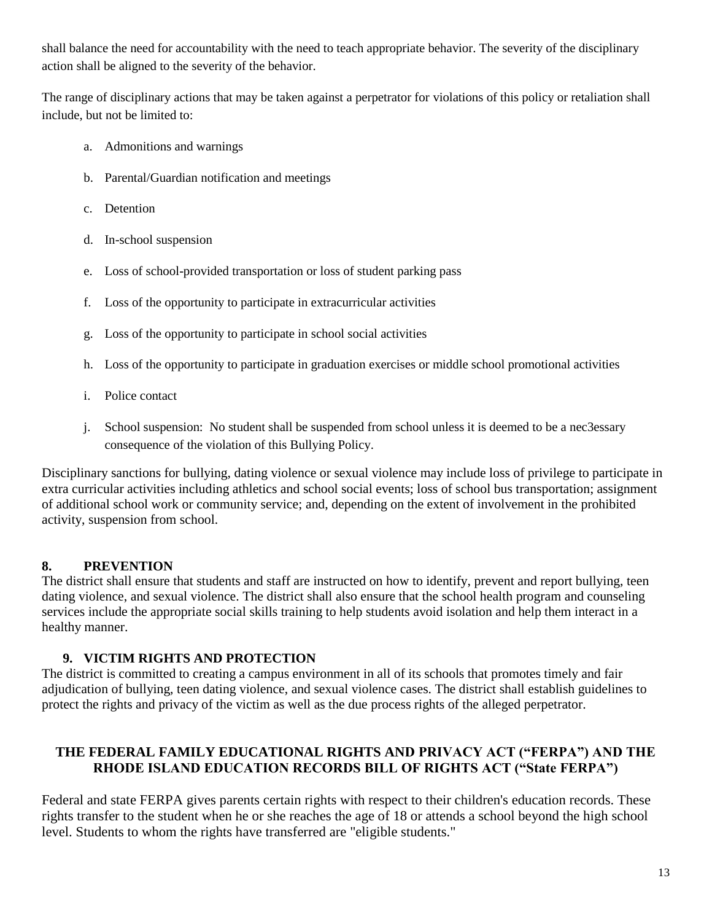shall balance the need for accountability with the need to teach appropriate behavior. The severity of the disciplinary action shall be aligned to the severity of the behavior.

The range of disciplinary actions that may be taken against a perpetrator for violations of this policy or retaliation shall include, but not be limited to:

a. Admonitions and warnings

b. Parental/Guardian notification and meetings

c. Detention

d. In-school suspension

e. Loss of school-provided transportation or loss of student parking pass

f. Loss of the opportunity to participate in extracurricular activities

g. Loss of the opportunity to participate in school social activities

h. Loss of the opportunity to participate in graduation exercises or middle school promotional activities

i. Police contact

j. School suspension: No student shall be suspended from school unless it is deemed to be a nec3essary consequence of the violation of this Bullying Policy.

Disciplinary sanctions for bullying, dating violence or sexual violence may include loss of privilege to participate in extra curricular activities including athletics and school social events; loss of school bus transportation; assignment of additional school work or community service; and, depending on the extent of involvement in the prohibited activity, suspension from school.

**8. PREVENTION**

The district shall ensure that students and staff are instructed on how to identify, prevent and report bullying, teen dating violence, and sexual violence. The district shall also ensure that the school health program and counseling services include the appropriate social skills training to help students avoid isolation and help them interact in a healthy manner.

**9. VICTIM RIGHTS AND PROTECTION**

The district is committed to creating a campus environment in all of its schools that promotes timely and fair adjudication of bullying, teen dating violence, and sexual violence cases. The district shall establish guidelines to protect the rights and privacy of the victim as well as the due process rights of the alleged perpetrator.

## THE FEDERAL FAMILY EDUCATIONAL RIGHTS AND PRIVACY ACT ("FERPA") AND THE RHODE ISLAND EDUCATION RECORDS BILL OF RIGHTS ACT ("State FERPA")

Federal and state FERPA gives parents certain rights with respect to their children's education records. These rights transfer to the student when he or she reaches the age of 18 or attends a school beyond the high school level. Students to whom the rights have transferred are "eligible students."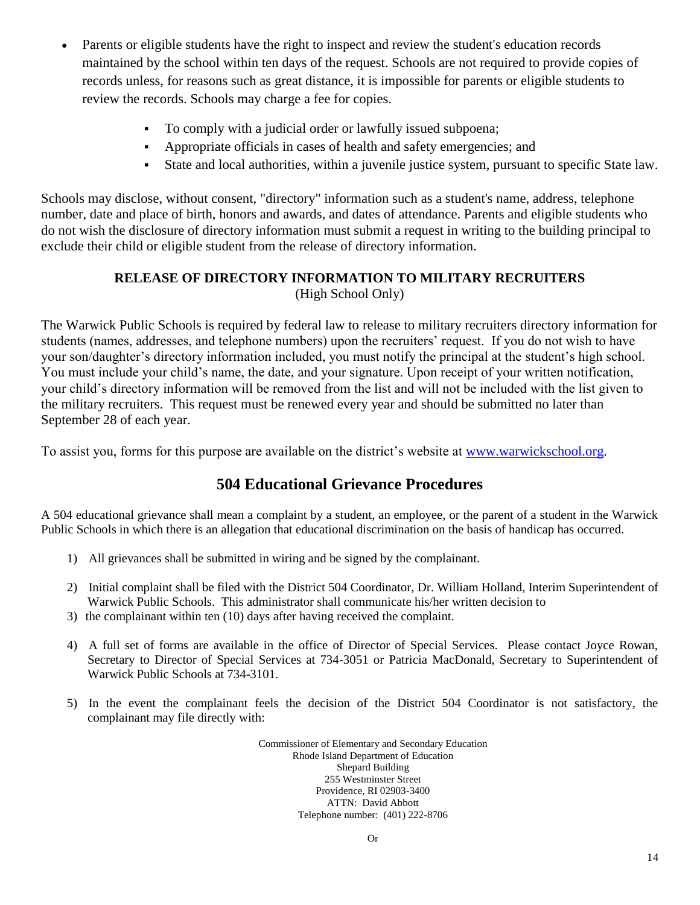- Parents or eligible students have the right to inspect and review the student's education records maintained by the school within ten days of the request. Schools are not required to provide copies of records unless, for reasons such as great distance, it is impossible for parents or eligible students to review the records. Schools may charge a fee for copies.
    - To comply with a judicial order or lawfully issued subpoena;
    - Appropriate officials in cases of health and safety emergencies; and
    - State and local authorities, within a juvenile justice system, pursuant to specific State law.

Schools may disclose, without consent, "directory" information such as a student's name, address, telephone number, date and place of birth, honors and awards, and dates of attendance. Parents and eligible students who do not wish the disclosure of directory information must submit a request in writing to the building principal to exclude their child or eligible student from the release of directory information.

**RELEASE OF DIRECTORY INFORMATION TO MILITARY RECRUITERS**
(High School Only)

The Warwick Public Schools is required by federal law to release to military recruiters directory information for students (names, addresses, and telephone numbers) upon the recruiters' request. If you do not wish to have your son/daughter's directory information included, you must notify the principal at the student's high school. You must include your child's name, the date, and your signature. Upon receipt of your written notification, your child's directory information will be removed from the list and will not be included with the list given to the military recruiters. This request must be renewed every year and should be submitted no later than September 28 of each year.

To assist you, forms for this purpose are available on the district's website at www.warwickschool.org.

## 504 Educational Grievance Procedures

A 504 educational grievance shall mean a complaint by a student, an employee, or the parent of a student in the Warwick Public Schools in which there is an allegation that educational discrimination on the basis of handicap has occurred.

1) All grievances shall be submitted in wiring and be signed by the complainant.

2) Initial complaint shall be filed with the District 504 Coordinator, Dr. William Holland, Interim Superintendent of Warwick Public Schools. This administrator shall communicate his/her written decision to
3) the complainant within ten (10) days after having received the complaint.

4) A full set of forms are available in the office of Director of Special Services. Please contact Joyce Rowan, Secretary to Director of Special Services at 734-3051 or Patricia MacDonald, Secretary to Superintendent of Warwick Public Schools at 734-3101.

5) In the event the complainant feels the decision of the District 504 Coordinator is not satisfactory, the complainant may file directly with:

Commissioner of Elementary and Secondary Education
Rhode Island Department of Education
Shepard Building
255 Westminster Street
Providence, RI 02903-3400
ATTN: David Abbott
Telephone number: (401) 222-8706

Or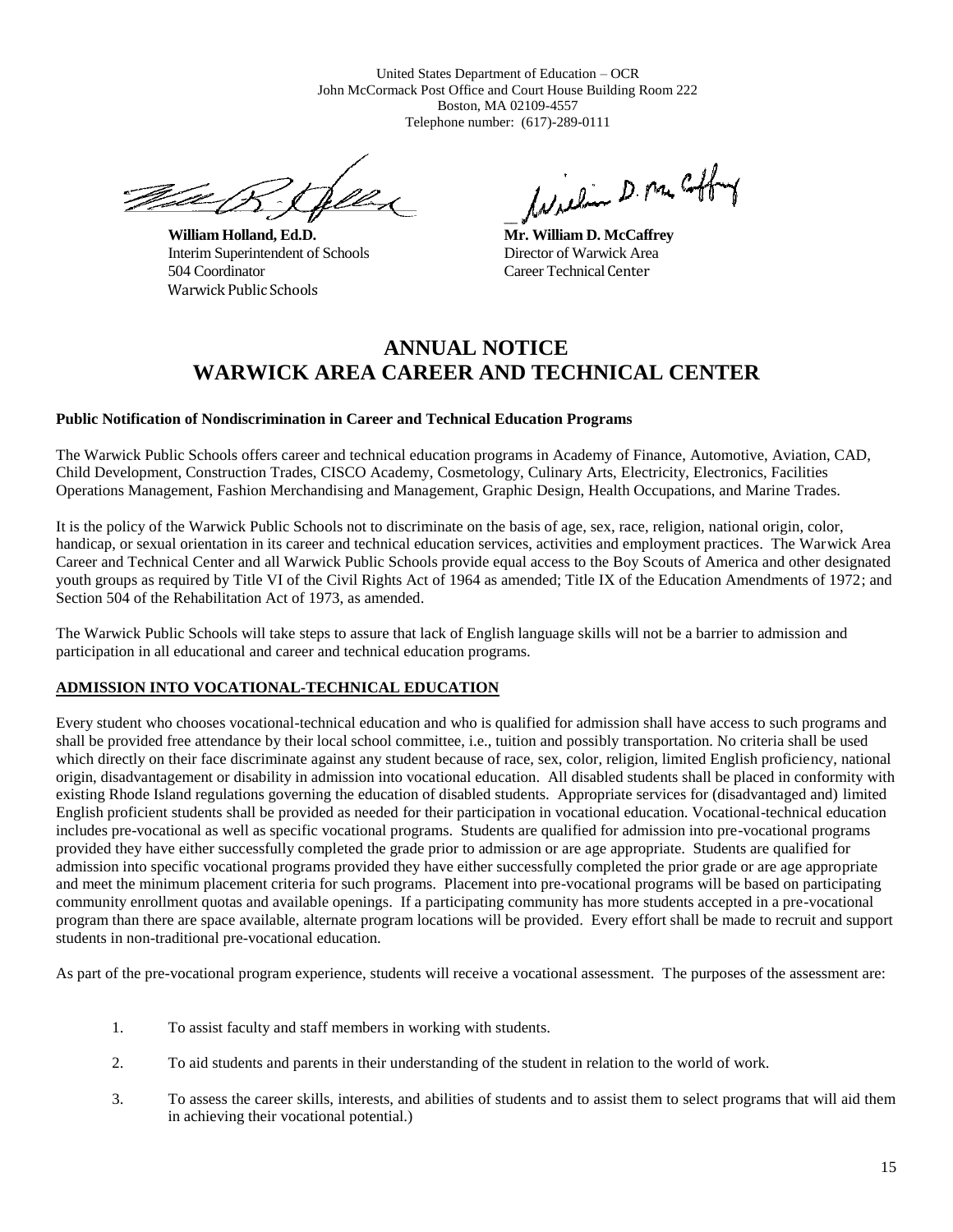United States Department of Education – OCR
John McCormack Post Office and Court House Building Room 222
Boston, MA 02109-4557
Telephone number: (617)-289-0111

**William Holland, Ed.D.**
Interim Superintendent of Schools
504 Coordinator
Warwick Public Schools

**Mr. William D. McCaffrey**
Director of Warwick Area
Career Technical Center

# ANNUAL NOTICE
# WARWICK AREA CAREER AND TECHNICAL CENTER

**Public Notification of Nondiscrimination in Career and Technical Education Programs**

The Warwick Public Schools offers career and technical education programs in Academy of Finance, Automotive, Aviation, CAD, Child Development, Construction Trades, CISCO Academy, Cosmetology, Culinary Arts, Electricity, Electronics, Facilities Operations Management, Fashion Merchandising and Management, Graphic Design, Health Occupations, and Marine Trades.

It is the policy of the Warwick Public Schools not to discriminate on the basis of age, sex, race, religion, national origin, color, handicap, or sexual orientation in its career and technical education services, activities and employment practices. The Warwick Area Career and Technical Center and all Warwick Public Schools provide equal access to the Boy Scouts of America and other designated youth groups as required by Title VI of the Civil Rights Act of 1964 as amended; Title IX of the Education Amendments of 1972; and Section 504 of the Rehabilitation Act of 1973, as amended.

The Warwick Public Schools will take steps to assure that lack of English language skills will not be a barrier to admission and participation in all educational and career and technical education programs.

**ADMISSION INTO VOCATIONAL-TECHNICAL EDUCATION**

Every student who chooses vocational-technical education and who is qualified for admission shall have access to such programs and shall be provided free attendance by their local school committee, i.e., tuition and possibly transportation. No criteria shall be used which directly on their face discriminate against any student because of race, sex, color, religion, limited English proficiency, national origin, disadvantagement or disability in admission into vocational education. All disabled students shall be placed in conformity with existing Rhode Island regulations governing the education of disabled students. Appropriate services for (disadvantaged and) limited English proficient students shall be provided as needed for their participation in vocational education. Vocational-technical education includes pre-vocational as well as specific vocational programs. Students are qualified for admission into pre-vocational programs provided they have either successfully completed the grade prior to admission or are age appropriate. Students are qualified for admission into specific vocational programs provided they have either successfully completed the prior grade or are age appropriate and meet the minimum placement criteria for such programs. Placement into pre-vocational programs will be based on participating community enrollment quotas and available openings. If a participating community has more students accepted in a pre-vocational program than there are space available, alternate program locations will be provided. Every effort shall be made to recruit and support students in non-traditional pre-vocational education.

As part of the pre-vocational program experience, students will receive a vocational assessment. The purposes of the assessment are:

1. To assist faculty and staff members in working with students.
2. To aid students and parents in their understanding of the student in relation to the world of work.
3. To assess the career skills, interests, and abilities of students and to assist them to select programs that will aid them in achieving their vocational potential.)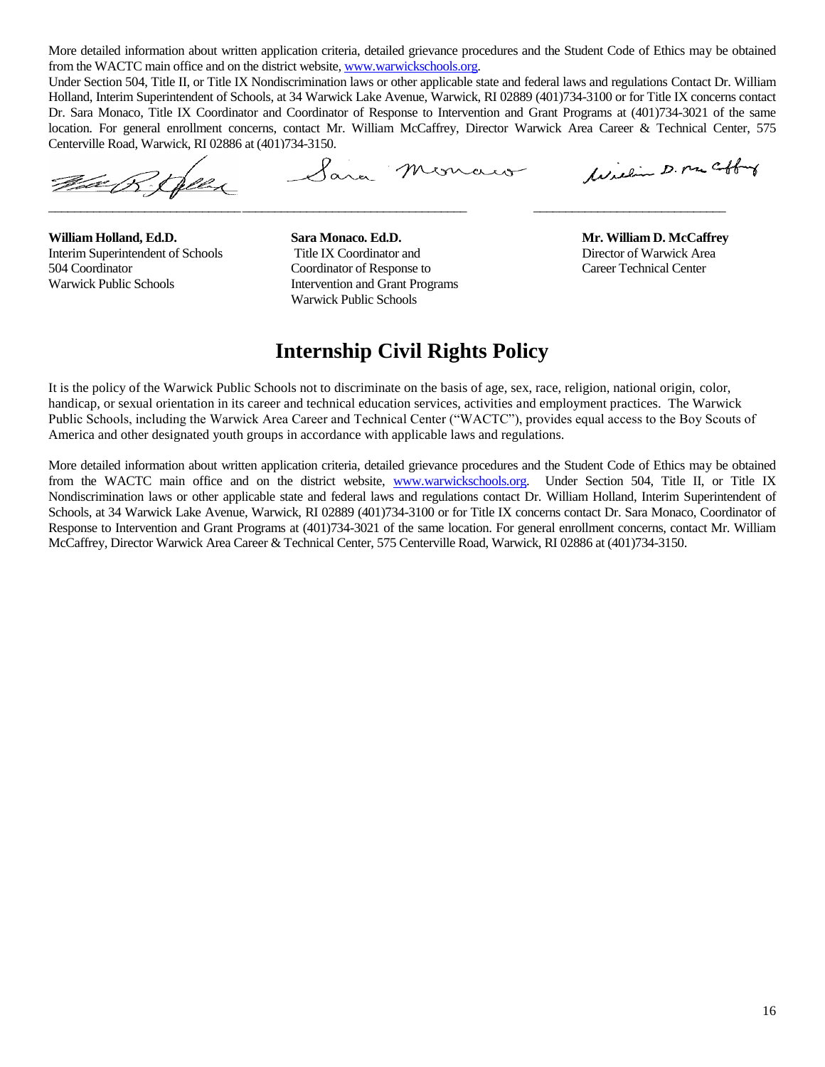More detailed information about written application criteria, detailed grievance procedures and the Student Code of Ethics may be obtained from the WACTC main office and on the district website, www.warwickschools.org.

Under Section 504, Title II, or Title IX Nondiscrimination laws or other applicable state and federal laws and regulations Contact Dr. William Holland, Interim Superintendent of Schools, at 34 Warwick Lake Avenue, Warwick, RI 02889 (401)734-3100 or for Title IX concerns contact Dr. Sara Monaco, Title IX Coordinator and Coordinator of Response to Intervention and Grant Programs at (401)734-3021 of the same location. For general enrollment concerns, contact Mr. William McCaffrey, Director Warwick Area Career & Technical Center, 575 Centerville Road, Warwick, RI 02886 at (401)734-3150.

**William Holland, Ed.D.**
Interim Superintendent of Schools
504 Coordinator
Warwick Public Schools

**Sara Monaco. Ed.D.**
Title IX Coordinator and
Coordinator of Response to
Intervention and Grant Programs
Warwick Public Schools

**Mr. William D. McCaffrey**
Director of Warwick Area
Career Technical Center

# Internship Civil Rights Policy

It is the policy of the Warwick Public Schools not to discriminate on the basis of age, sex, race, religion, national origin, color, handicap, or sexual orientation in its career and technical education services, activities and employment practices. The Warwick Public Schools, including the Warwick Area Career and Technical Center ("WACTC"), provides equal access to the Boy Scouts of America and other designated youth groups in accordance with applicable laws and regulations.

More detailed information about written application criteria, detailed grievance procedures and the Student Code of Ethics may be obtained from the WACTC main office and on the district website, www.warwickschools.org. Under Section 504, Title II, or Title IX Nondiscrimination laws or other applicable state and federal laws and regulations contact Dr. William Holland, Interim Superintendent of Schools, at 34 Warwick Lake Avenue, Warwick, RI 02889 (401)734-3100 or for Title IX concerns contact Dr. Sara Monaco, Coordinator of Response to Intervention and Grant Programs at (401)734-3021 of the same location. For general enrollment concerns, contact Mr. William McCaffrey, Director Warwick Area Career & Technical Center, 575 Centerville Road, Warwick, RI 02886 at (401)734-3150.